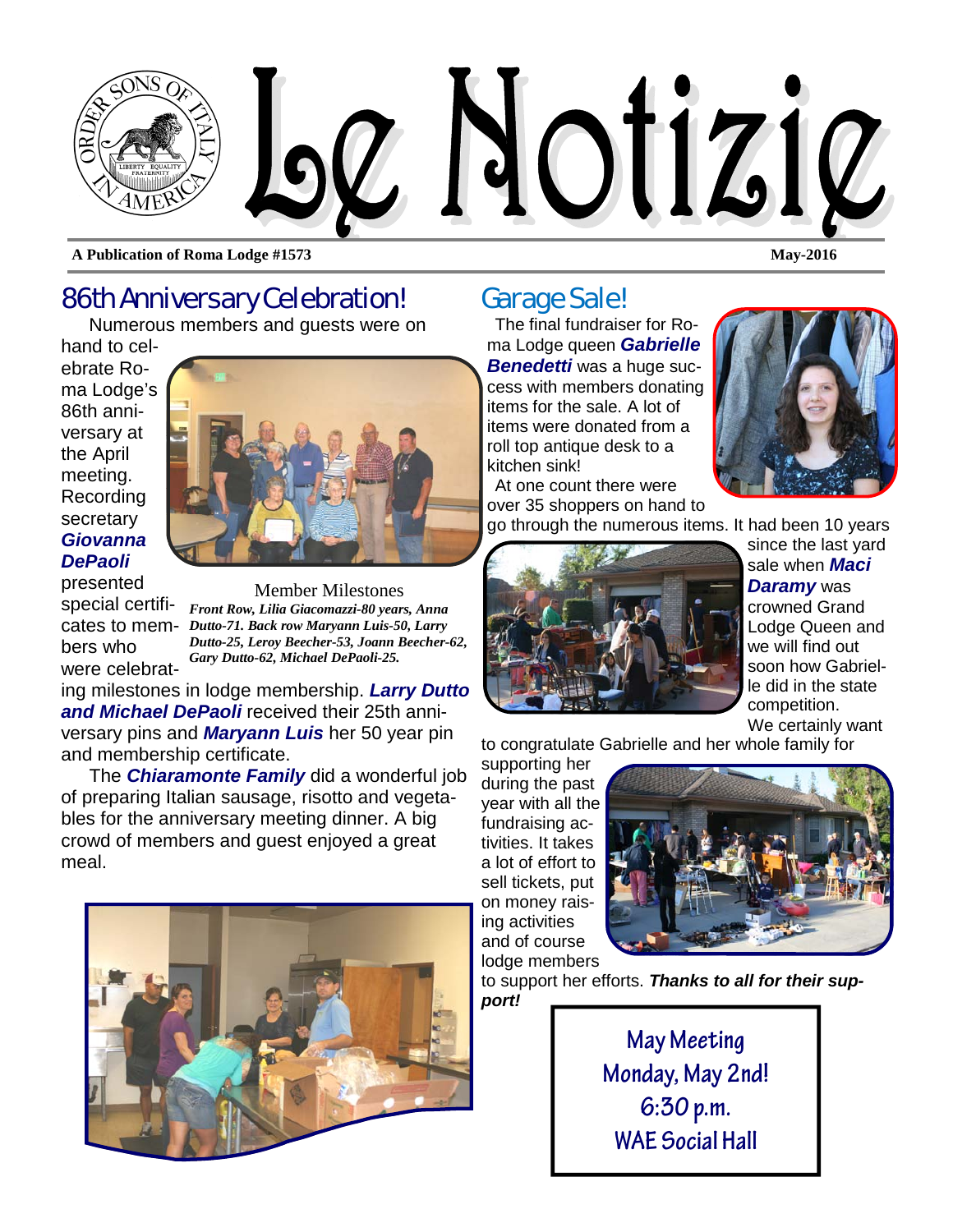# Le Notizie

**A Publication of Roma Lodge #1573** **May-2016**

## 86th Anniversary Celebration!

Numerous members and guests were on hand to celebrate Roma Lodge's 86th anniversary at the April meeting. Recording secretary ***Giovanna DePaoli*** presented special certificates to members who were celebrating milestones in lodge membership. ***Larry Dutto and Michael DePaoli*** received their 25th anniversary pins and ***Maryann Luis*** her 50 year pin and membership certificate.

Member Milestones

***Front Row, Lilia Giacomazzi-80 years, Anna Dutto-71. Back row Maryann Luis-50, Larry Dutto-25, Leroy Beecher-53, Joann Beecher-62, Gary Dutto-62, Michael DePaoli-25.***

The ***Chiaramonte Family*** did a wonderful job of preparing Italian sausage, risotto and vegetables for the anniversary meeting dinner. A big crowd of members and guest enjoyed a great meal.

## Garage Sale!

The final fundraiser for Roma Lodge queen ***Gabrielle Benedetti*** was a huge success with members donating items for the sale. A lot of items were donated from a roll top antique desk to a kitchen sink!

At one count there were over 35 shoppers on hand to go through the numerous items. It had been 10 years since the last yard sale when ***Maci Daramy*** was crowned Grand Lodge Queen and we will find out soon how Gabrielle did in the state competition.

We certainly want to congratulate Gabrielle and her whole family for supporting her during the past year with all the fundraising activities. It takes a lot of effort to sell tickets, put on money raising activities and of course lodge members to support her efforts. ***Thanks to all for their support!***

**May Meeting**
**Monday, May 2nd!**
**6:30 p.m.**
**WAE Social Hall**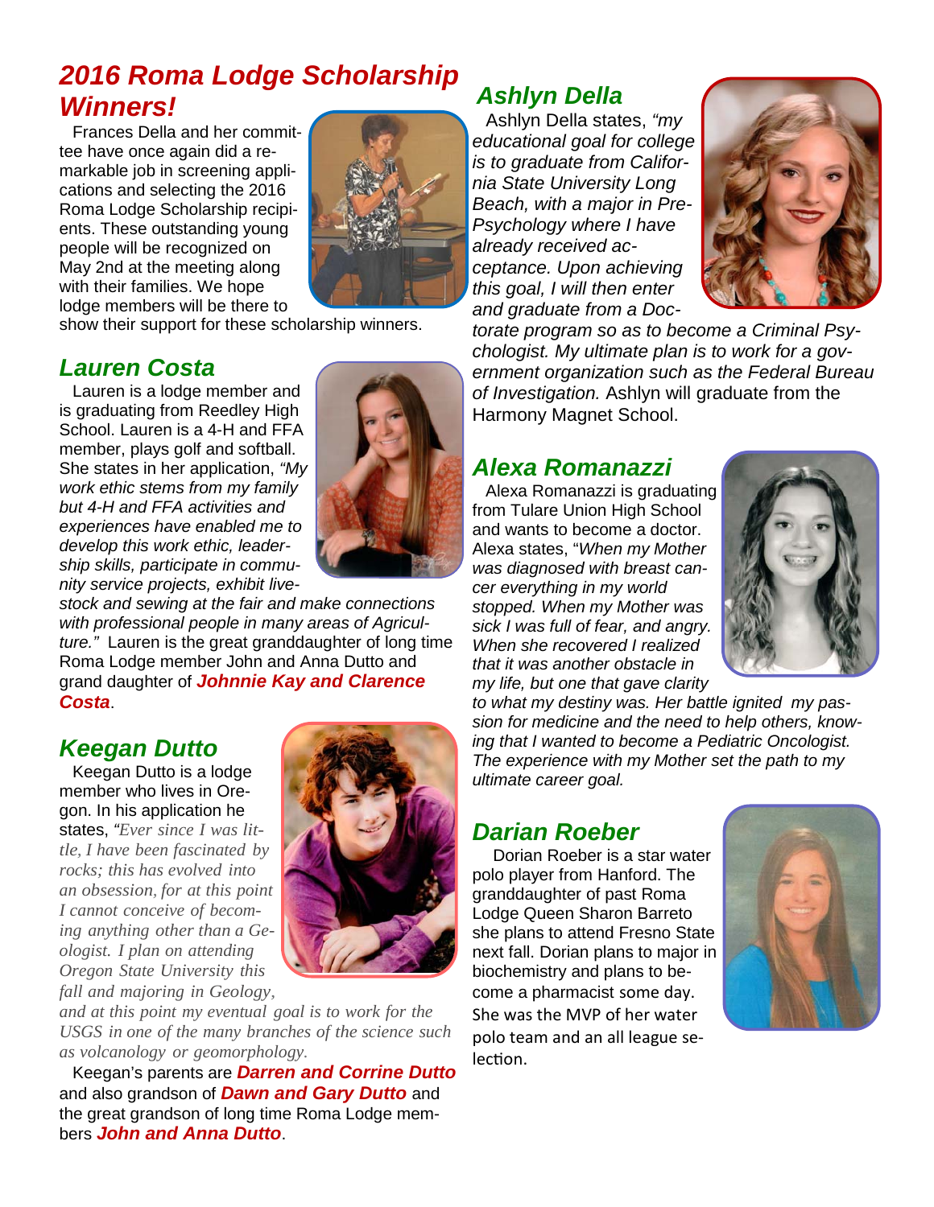# *2016 Roma Lodge Scholarship Winners!*

Frances Della and her committee have once again did a remarkable job in screening applications and selecting the 2016 Roma Lodge Scholarship recipients. These outstanding young people will be recognized on May 2nd at the meeting along with their families. We hope lodge members will be there to show their support for these scholarship winners.

## *Lauren Costa*

Lauren is a lodge member and is graduating from Reedley High School. Lauren is a 4-H and FFA member, plays golf and softball. She states in her application, *"My work ethic stems from my family but 4-H and FFA activities and experiences have enabled me to develop this work ethic, leadership skills, participate in community service projects, exhibit livestock and sewing at the fair and make connections with professional people in many areas of Agriculture."* Lauren is the great granddaughter of long time Roma Lodge member John and Anna Dutto and grand daughter of ***Johnnie Kay and Clarence Costa***.

## *Keegan Dutto*

Keegan Dutto is a lodge member who lives in Oregon. In his application he states, *"Ever since I was little, I have been fascinated by rocks; this has evolved into an obsession, for at this point I cannot conceive of becoming anything other than a Geologist. I plan on attending Oregon State University this fall and majoring in Geology, and at this point my eventual goal is to work for the USGS in one of the many branches of the science such as volcanology or geomorphology.*

Keegan's parents are ***Darren and Corrine Dutto*** and also grandson of ***Dawn and Gary Dutto*** and the great grandson of long time Roma Lodge members ***John and Anna Dutto***.

## *Ashlyn Della*

Ashlyn Della states, *"my educational goal for college is to graduate from California State University Long Beach, with a major in Pre-Psychology where I have already received acceptance. Upon achieving this goal, I will then enter and graduate from a Doctorate program so as to become a Criminal Psychologist. My ultimate plan is to work for a government organization such as the Federal Bureau of Investigation.* Ashlyn will graduate from the Harmony Magnet School.

## *Alexa Romanazzi*

Alexa Romanazzi is graduating from Tulare Union High School and wants to become a doctor. Alexa states, "*When my Mother was diagnosed with breast cancer everything in my world stopped. When my Mother was sick I was full of fear, and angry. When she recovered I realized that it was another obstacle in my life, but one that gave clarity to what my destiny was. Her battle ignited my passion for medicine and the need to help others, knowing that I wanted to become a Pediatric Oncologist. The experience with my Mother set the path to my ultimate career goal.*

## *Darian Roeber*

Dorian Roeber is a star water polo player from Hanford. The granddaughter of past Roma Lodge Queen Sharon Barreto she plans to attend Fresno State next fall. Dorian plans to major in biochemistry and plans to become a pharmacist some day. She was the MVP of her water polo team and an all league selection.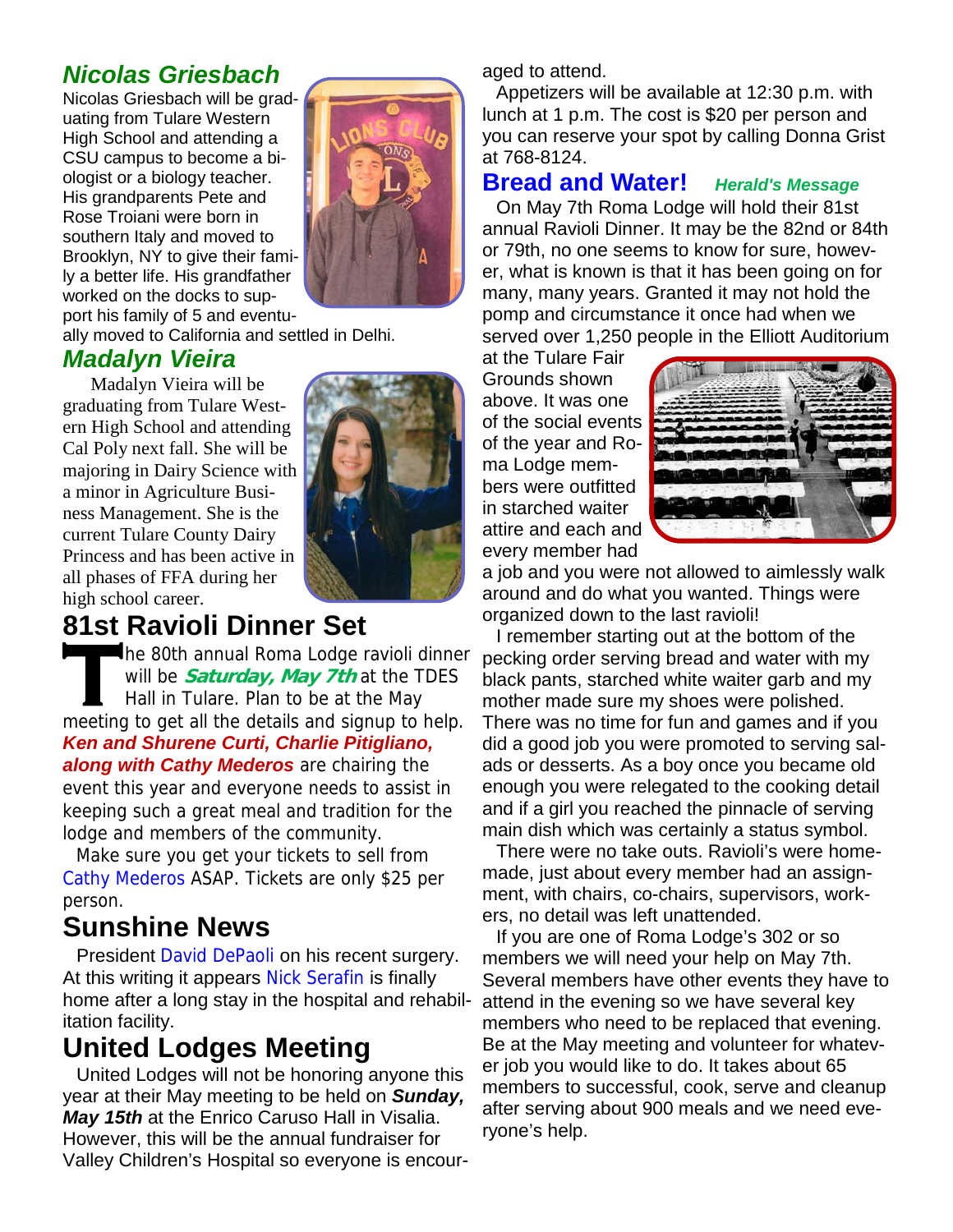## *Nicolas Griesbach*

Nicolas Griesbach will be graduating from Tulare Western High School and attending a CSU campus to become a biologist or a biology teacher. His grandparents Pete and Rose Troiani were born in southern Italy and moved to Brooklyn, NY to give their family a better life. His grandfather worked on the docks to support his family of 5 and eventually moved to California and settled in Delhi.

## *Madalyn Vieira*

Madalyn Vieira will be graduating from Tulare Western High School and attending Cal Poly next fall. She will be majoring in Dairy Science with a minor in Agriculture Business Management. She is the current Tulare County Dairy Princess and has been active in all phases of FFA during her high school career.

## 81st Ravioli Dinner Set

The 80th annual Roma Lodge ravioli dinner will be ***Saturday, May 7th*** at the TDES Hall in Tulare. Plan to be at the May meeting to get all the details and signup to help. ***Ken and Shurene Curti, Charlie Pitigliano, along with Cathy Mederos*** are chairing the event this year and everyone needs to assist in keeping such a great meal and tradition for the lodge and members of the community.

Make sure you get your tickets to sell from Cathy Mederos ASAP. Tickets are only $25 per person.

## Sunshine News

President David DePaoli on his recent surgery. At this writing it appears Nick Serafin is finally home after a long stay in the hospital and rehabilitation facility.

## United Lodges Meeting

United Lodges will not be honoring anyone this year at their May meeting to be held on ***Sunday, May 15th*** at the Enrico Caruso Hall in Visalia. However, this will be the annual fundraiser for Valley Children's Hospital so everyone is encouraged to attend.

Appetizers will be available at 12:30 p.m. with lunch at 1 p.m. The cost is $20 per person and you can reserve your spot by calling Donna Grist at 768-8124.

## Bread and Water! *Herald's Message*

On May 7th Roma Lodge will hold their 81st annual Ravioli Dinner. It may be the 82nd or 84th or 79th, no one seems to know for sure, however, what is known is that it has been going on for many, many years. Granted it may not hold the pomp and circumstance it once had when we served over 1,250 people in the Elliott Auditorium at the Tulare Fair Grounds shown above. It was one of the social events of the year and Roma Lodge members were outfitted in starched waiter attire and each and every member had a job and you were not allowed to aimlessly walk around and do what you wanted. Things were organized down to the last ravioli!

I remember starting out at the bottom of the pecking order serving bread and water with my black pants, starched white waiter garb and my mother made sure my shoes were polished. There was no time for fun and games and if you did a good job you were promoted to serving salads or desserts. As a boy once you became old enough you were relegated to the cooking detail and if a girl you reached the pinnacle of serving main dish which was certainly a status symbol.

There were no take outs. Ravioli's were homemade, just about every member had an assignment, with chairs, co-chairs, supervisors, workers, no detail was left unattended.

If you are one of Roma Lodge's 302 or so members we will need your help on May 7th. Several members have other events they have to attend in the evening so we have several key members who need to be replaced that evening. Be at the May meeting and volunteer for whatever job you would like to do. It takes about 65 members to successful, cook, serve and cleanup after serving about 900 meals and we need everyone's help.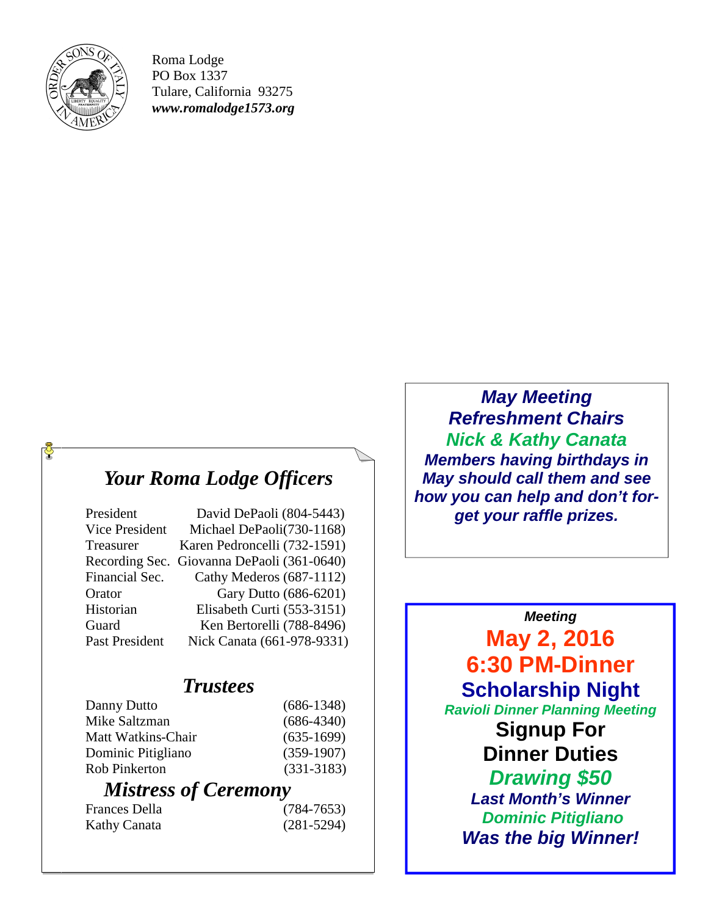Roma Lodge
PO Box 1337
Tulare, California 93275
***www.romalodge1573.org***

## *Your Roma Lodge Officers*

| | |
|---|---|
| President | David DePaoli (804-5443) |
| Vice President | Michael DePaoli(730-1168) |
| Treasurer | Karen Pedroncelli (732-1591) |
| Recording Sec. | Giovanna DePaoli (361-0640) |
| Financial Sec. | Cathy Mederos (687-1112) |
| Orator | Gary Dutto (686-6201) |
| Historian | Elisabeth Curti (553-3151) |
| Guard | Ken Bertorelli (788-8496) |
| Past President | Nick Canata (661-978-9331) |

## *Trustees*

| | |
|---|---|
| Danny Dutto | (686-1348) |
| Mike Saltzman | (686-4340) |
| Matt Watkins-Chair | (635-1699) |
| Dominic Pitigliano | (359-1907) |
| Rob Pinkerton | (331-3183) |

## *Mistress of Ceremony*

| | |
|---|---|
| Frances Della | (784-7653) |
| Kathy Canata | (281-5294) |

***May Meeting Refreshment Chairs***
***Nick & Kathy Canata***
***Members having birthdays in May should call them and see how you can help and don't forget your raffle prizes.***

***Meeting***
**May 2, 2016**
**6:30 PM-Dinner**
**Scholarship Night**
***Ravioli Dinner Planning Meeting***
**Signup For Dinner Duties**
***Drawing $50***
***Last Month's Winner***
***Dominic Pitigliano***
***Was the big Winner!***